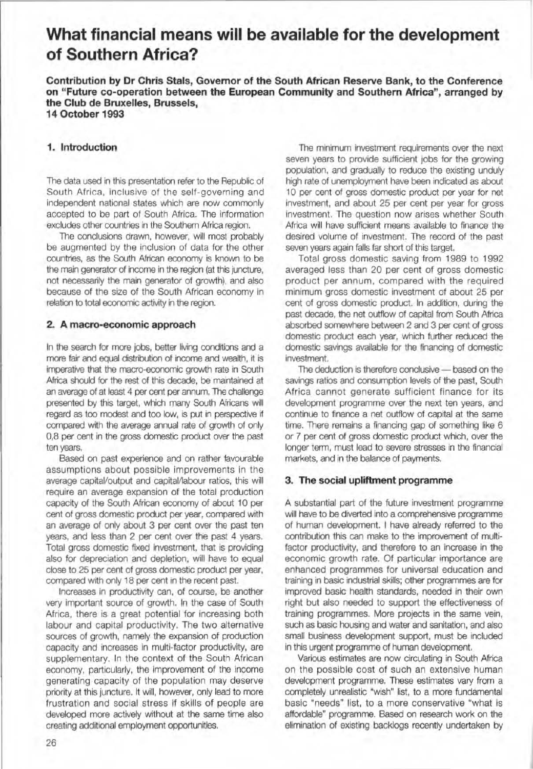# What financial means will be available for the development of Southern Africa?

**Contribution by Dr Chris Stals, Governor of the South African Reserve Bank, to the Conference on "Future co-operation between the European Community and Southern Africa", arranged by the Club de Bruxelles, Brussels, 14 October 1993**

## 1. Introduction

The data used in this presentation refer to the Republic of South Africa, inclusive of the self-governing and independent national states which are now commonly accepted to be part of South Africa. The information excludes other countries in the Southern Africa region.

The conclusions drawn, however, will most probably be augmented by the inclusion of data for the other countries, as the South African economy is known to be the main generator of income in the region (at this juncture, not necessarily the main generator of growth), and also because of the size of the South African economy in relation to total economic activity in the region.

## 2. A macro-economic approach

In the search for more jobs, better living conditions and a more fair and equal distribution of income and wealth, it is imperative that the macro-economic growth rate in South Africa should for the rest of this decade, be maintained at an average of at least 4 per cent per annum. The challenge presented by this target, which many South Africans will regard as too modest and too low, is put in perspective if compared with the average annual rate of growth of only 0,8 per cent in the gross domestic product over the past ten years.

Based on past experience and on rather favourable assumptions about possible improvements in the average capital/output and capital/labour ratios, this will require an average expansion of the total production capacity of the South African economy of about 10 per cent of gross domestic product per year, compared with an average of only about 3 per cent over the past ten years, and less than 2 per cent over the past 4 years. Total gross domestic fixed investment, that is providing also for depreciation and depletion, will have to equal close to 25 per cent of gross domestic product per year, compared with only 18 per cent in the recent past.

Increases in productivity can, of course, be another very important source of growth. In the case of South Africa, there is a great potential for increasing both labour and capital productivity. The two alternative sources of growth, namely the expansion of production capacity and increases in multi-factor productivity, are supplementary. In the context of the South African economy, particularly, the improvement of the income generating capacity of the population may deserve priority at this juncture. It will, however, only lead to more frustration and social stress if skills of people are developed more actively without at the same time also creating additional employment opportunities.

The minimum investment requirements over the next seven years to provide sufficient jobs for the growing population, and gradually to reduce the existing unduly high rate of unemployment have been indicated as about 10 per cent of gross domestic product per year for net investment, and about 25 per cent per year for gross investment. The question now arises whether South Africa will have sufficient means available to finance the desired volume of investment. The record of the past seven years again falls far short of this target.

Total gross domestic saving from 1989 to 1992 averaged less than 20 per cent of gross domestic product per annum, compared with the required minimum gross domestic investment of about 25 per cent of gross domestic product. In addition, during the past decade, the net outflow of capital from South Africa absorbed somewhere between 2 and 3 per cent of gross domestic product each year, which further reduced the domestic savings available for the financing of domestic investment.

The deduction is therefore conclusive — based on the savings ratios and consumption levels of the past, South Africa cannot generate sufficient finance for its development programme over the next ten years, and continue to finance a net outflow of capital at the same time. There remains a financing gap of something like 6 or 7 per cent of gross domestic product which, over the longer term, must lead to severe stresses in the financial markets, and in the balance of payments.

## 3. The social upliftment programme

A substantial part of the future investment programme will have to be diverted into a comprehensive programme of human development. I have already referred to the contribution this can make to the improvement of multi-factor productivity, and therefore to an increase in the economic growth rate. Of particular importance are enhanced programmes for universal education and training in basic industrial skills; other programmes are for improved basic health standards, needed in their own right but also needed to support the effectiveness of training programmes. More projects in the same vein, such as basic housing and water and sanitation, and also small business development support, must be included in this urgent programme of human development.

Various estimates are now circulating in South Africa on the possible cost of such an extensive human development programme. These estimates vary from a completely unrealistic "wish" list, to a more fundamental basic "needs" list, to a more conservative "what is affordable" programme. Based on research work on the elimination of existing backlogs recently undertaken by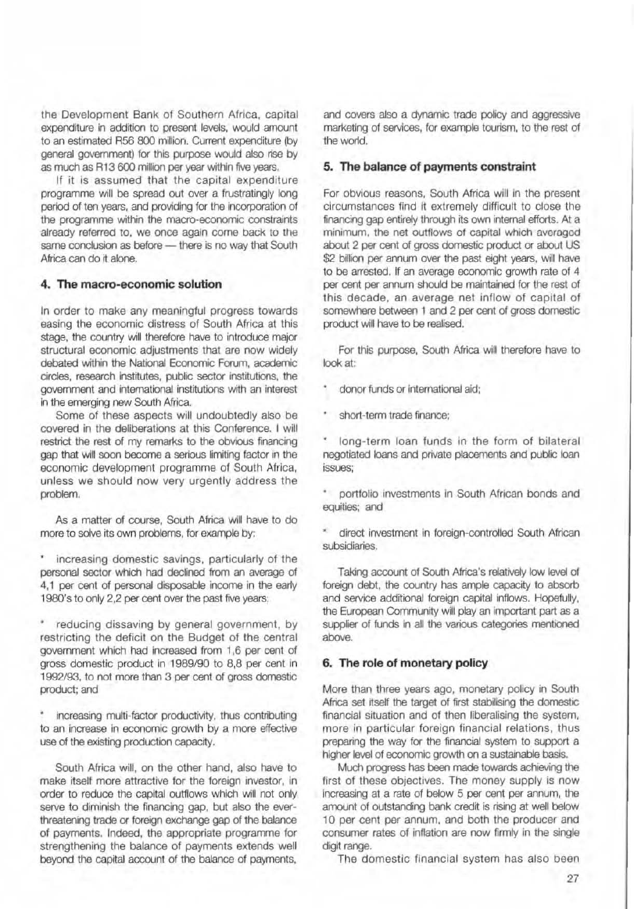the Development Bank of Southern Africa, capital expenditure in addition to present levels, would amount to an estimated R56 800 million. Current expenditure (by general government) for this purpose would also rise by as much as R13 600 million per year within five years.

If it is assumed that the capital expenditure programme will be spread out over a frustratingly long period of ten years, and providing for the incorporation of the programme within the macro-economic constraints already referred to, we once again come back to the same conclusion as before — there is no way that South Africa can do it alone.

## 4. The macro-economic solution

In order to make any meaningful progress towards easing the economic distress of South Africa at this stage, the country will therefore have to introduce major structural economic adjustments that are now widely debated within the National Economic Forum, academic circles, research institutes, public sector institutions, the government and international institutions with an interest in the emerging new South Africa.

Some of these aspects will undoubtedly also be covered in the deliberations at this Conference. I will restrict the rest of my remarks to the obvious financing gap that will soon become a serious limiting factor in the economic development programme of South Africa, unless we should now very urgently address the problem.

As a matter of course, South Africa will have to do more to solve its own problems, for example by:

* increasing domestic savings, particularly of the personal sector which had declined from an average of 4,1 per cent of personal disposable income in the early 1980's to only 2,2 per cent over the past five years;

* reducing dissaving by general government, by restricting the deficit on the Budget of the central government which had increased from 1,6 per cent of gross domestic product in 1989/90 to 8,8 per cent in 1992/93, to not more than 3 per cent of gross domestic product; and

* increasing multi-factor productivity, thus contributing to an increase in economic growth by a more effective use of the existing production capacity.

South Africa will, on the other hand, also have to make itself more attractive for the foreign investor, in order to reduce the capital outflows which will not only serve to diminish the financing gap, but also the ever-threatening trade or foreign exchange gap of the balance of payments. Indeed, the appropriate programme for strengthening the balance of payments extends well beyond the capital account of the balance of payments, and covers also a dynamic trade policy and aggressive marketing of services, for example tourism, to the rest of the world.

## 5. The balance of payments constraint

For obvious reasons, South Africa will in the present circumstances find it extremely difficult to close the financing gap entirely through its own internal efforts. At a minimum, the net outflows of capital which averaged about 2 per cent of gross domestic product or about US $2 billion per annum over the past eight years, will have to be arrested. If an average economic growth rate of 4 per cent per annum should be maintained for the rest of this decade, an average net inflow of capital of somewhere between 1 and 2 per cent of gross domestic product will have to be realised.

For this purpose, South Africa will therefore have to look at:

* donor funds or international aid;

* short-term trade finance;

* long-term loan funds in the form of bilateral negotiated loans and private placements and public loan issues;

* portfolio investments in South African bonds and equities; and

* direct investment in foreign-controlled South African subsidiaries.

Taking account of South Africa's relatively low level of foreign debt, the country has ample capacity to absorb and service additional foreign capital inflows. Hopefully, the European Community will play an important part as a supplier of funds in all the various categories mentioned above.

## 6. The role of monetary policy

More than three years ago, monetary policy in South Africa set itself the target of first stabilising the domestic financial situation and of then liberalising the system, more in particular foreign financial relations, thus preparing the way for the financial system to support a higher level of economic growth on a sustainable basis.

Much progress has been made towards achieving the first of these objectives. The money supply is now increasing at a rate of below 5 per cent per annum, the amount of outstanding bank credit is rising at well below 10 per cent per annum, and both the producer and consumer rates of inflation are now firmly in the single digit range.

The domestic financial system has also been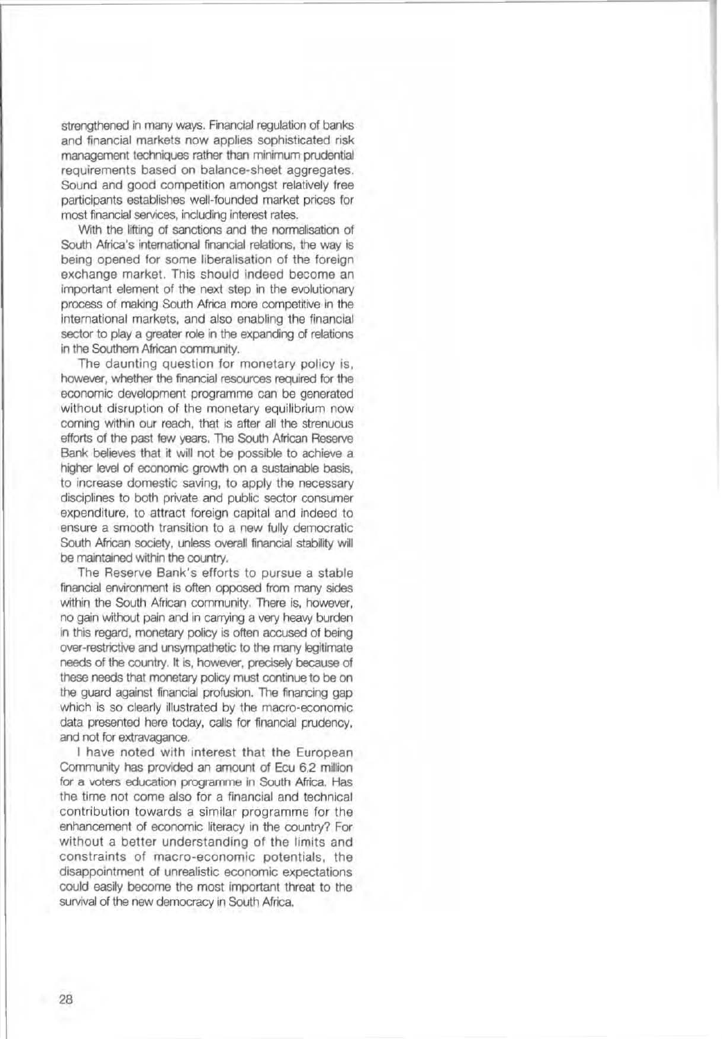strengthened in many ways. Financial regulation of banks and financial markets now applies sophisticated risk management techniques rather than minimum prudential requirements based on balance-sheet aggregates. Sound and good competition amongst relatively free participants establishes well-founded market prices for most financial services, including interest rates.

With the lifting of sanctions and the normalisation of South Africa's international financial relations, the way is being opened for some liberalisation of the foreign exchange market. This should indeed become an important element of the next step in the evolutionary process of making South Africa more competitive in the international markets, and also enabling the financial sector to play a greater role in the expanding of relations in the Southern African community.

The daunting question for monetary policy is, however, whether the financial resources required for the economic development programme can be generated without disruption of the monetary equilibrium now coming within our reach, that is after all the strenuous efforts of the past few years. The South African Reserve Bank believes that it will not be possible to achieve a higher level of economic growth on a sustainable basis, to increase domestic saving, to apply the necessary disciplines to both private and public sector consumer expenditure, to attract foreign capital and indeed to ensure a smooth transition to a new fully democratic South African society, unless overall financial stability will be maintained within the country.

The Reserve Bank's efforts to pursue a stable financial environment is often opposed from many sides within the South African community. There is, however, no gain without pain and in carrying a very heavy burden in this regard, monetary policy is often accused of being over-restrictive and unsympathetic to the many legitimate needs of the country. It is, however, precisely because of these needs that monetary policy must continue to be on the guard against financial profusion. The financing gap which is so clearly illustrated by the macro-economic data presented here today, calls for financial prudency, and not for extravagance.

I have noted with interest that the European Community has provided an amount of Ecu 6.2 million for a voters education programme in South Africa. Has the time not come also for a financial and technical contribution towards a similar programme for the enhancement of economic literacy in the country? For without a better understanding of the limits and constraints of macro-economic potentials, the disappointment of unrealistic economic expectations could easily become the most important threat to the survival of the new democracy in South Africa.